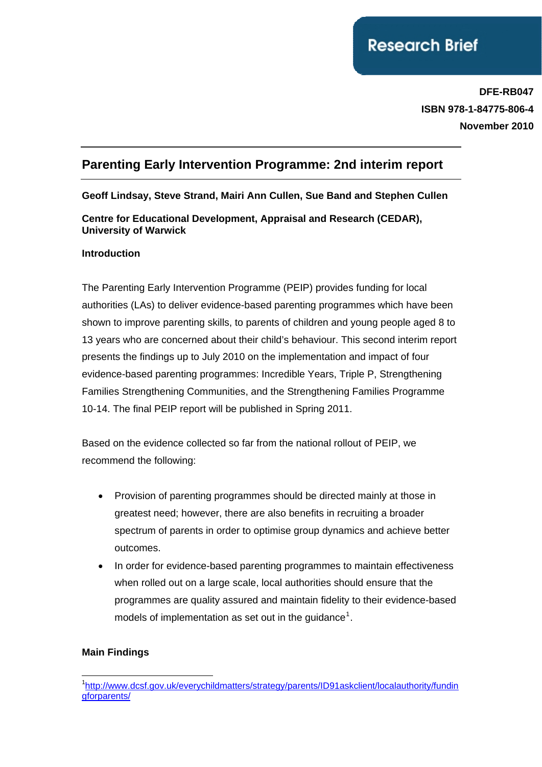Research Brief

**DFE-RB047**
**ISBN 978-1-84775-806-4**
**November 2010**

# Parenting Early Intervention Programme: 2nd interim report

**Geoff Lindsay, Steve Strand, Mairi Ann Cullen, Sue Band and Stephen Cullen**

**Centre for Educational Development, Appraisal and Research (CEDAR), University of Warwick**

## Introduction

The Parenting Early Intervention Programme (PEIP) provides funding for local authorities (LAs) to deliver evidence-based parenting programmes which have been shown to improve parenting skills, to parents of children and young people aged 8 to 13 years who are concerned about their child's behaviour. This second interim report presents the findings up to July 2010 on the implementation and impact of four evidence-based parenting programmes: Incredible Years, Triple P, Strengthening Families Strengthening Communities, and the Strengthening Families Programme 10-14. The final PEIP report will be published in Spring 2011.

Based on the evidence collected so far from the national rollout of PEIP, we recommend the following:

- Provision of parenting programmes should be directed mainly at those in greatest need; however, there are also benefits in recruiting a broader spectrum of parents in order to optimise group dynamics and achieve better outcomes.
- In order for evidence-based parenting programmes to maintain effectiveness when rolled out on a large scale, local authorities should ensure that the programmes are quality assured and maintain fidelity to their evidence-based models of implementation as set out in the guidance[1].

## Main Findings

[1] http://www.dcsf.gov.uk/everychildmatters/strategy/parents/ID91askclient/localauthority/fundingforparents/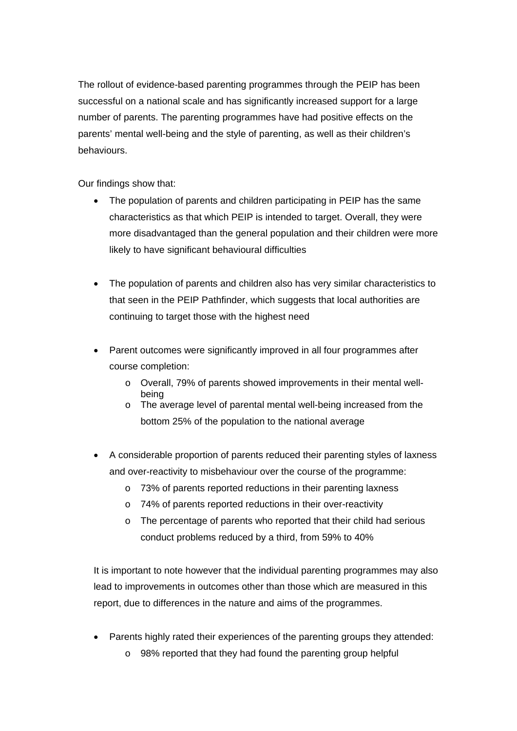The rollout of evidence-based parenting programmes through the PEIP has been successful on a national scale and has significantly increased support for a large number of parents. The parenting programmes have had positive effects on the parents' mental well-being and the style of parenting, as well as their children's behaviours.

Our findings show that:

- The population of parents and children participating in PEIP has the same characteristics as that which PEIP is intended to target. Overall, they were more disadvantaged than the general population and their children were more likely to have significant behavioural difficulties

- The population of parents and children also has very similar characteristics to that seen in the PEIP Pathfinder, which suggests that local authorities are continuing to target those with the highest need

- Parent outcomes were significantly improved in all four programmes after course completion:
    - Overall, 79% of parents showed improvements in their mental well-being
    - The average level of parental mental well-being increased from the bottom 25% of the population to the national average

- A considerable proportion of parents reduced their parenting styles of laxness and over-reactivity to misbehaviour over the course of the programme:
    - 73% of parents reported reductions in their parenting laxness
    - 74% of parents reported reductions in their over-reactivity
    - The percentage of parents who reported that their child had serious conduct problems reduced by a third, from 59% to 40%

It is important to note however that the individual parenting programmes may also lead to improvements in outcomes other than those which are measured in this report, due to differences in the nature and aims of the programmes.

- Parents highly rated their experiences of the parenting groups they attended:
    - 98% reported that they had found the parenting group helpful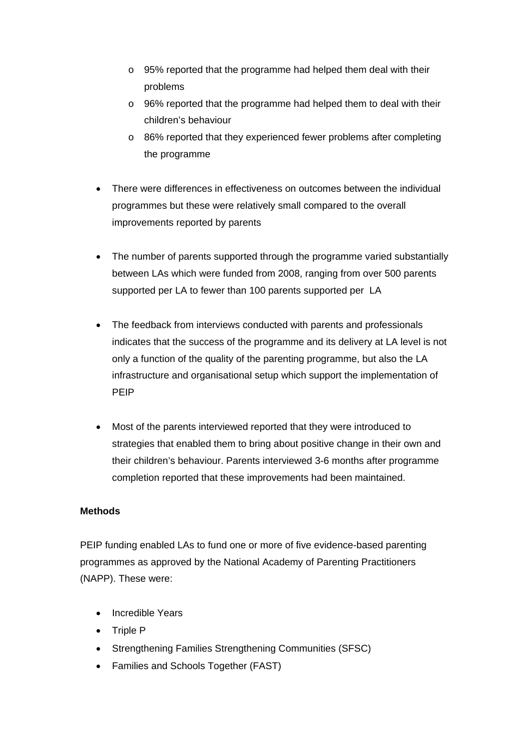- 95% reported that the programme had helped them deal with their problems
  - 96% reported that the programme had helped them to deal with their children's behaviour
  - 86% reported that they experienced fewer problems after completing the programme

- There were differences in effectiveness on outcomes between the individual programmes but these were relatively small compared to the overall improvements reported by parents

- The number of parents supported through the programme varied substantially between LAs which were funded from 2008, ranging from over 500 parents supported per LA to fewer than 100 parents supported per LA

- The feedback from interviews conducted with parents and professionals indicates that the success of the programme and its delivery at LA level is not only a function of the quality of the parenting programme, but also the LA infrastructure and organisational setup which support the implementation of PEIP

- Most of the parents interviewed reported that they were introduced to strategies that enabled them to bring about positive change in their own and their children's behaviour. Parents interviewed 3-6 months after programme completion reported that these improvements had been maintained.

**Methods**

PEIP funding enabled LAs to fund one or more of five evidence-based parenting programmes as approved by the National Academy of Parenting Practitioners (NAPP). These were:

- Incredible Years
- Triple P
- Strengthening Families Strengthening Communities (SFSC)
- Families and Schools Together (FAST)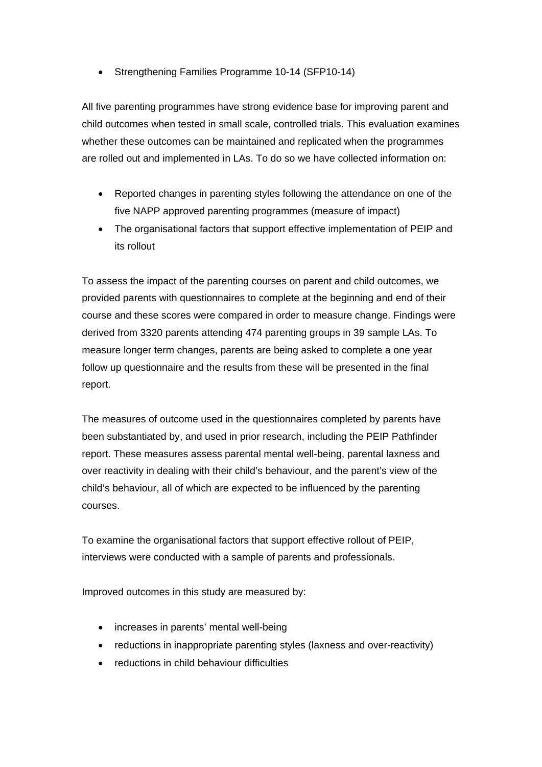- Strengthening Families Programme 10-14 (SFP10-14)

All five parenting programmes have strong evidence base for improving parent and child outcomes when tested in small scale, controlled trials. This evaluation examines whether these outcomes can be maintained and replicated when the programmes are rolled out and implemented in LAs. To do so we have collected information on:

- Reported changes in parenting styles following the attendance on one of the five NAPP approved parenting programmes (measure of impact)
- The organisational factors that support effective implementation of PEIP and its rollout

To assess the impact of the parenting courses on parent and child outcomes, we provided parents with questionnaires to complete at the beginning and end of their course and these scores were compared in order to measure change. Findings were derived from 3320 parents attending 474 parenting groups in 39 sample LAs. To measure longer term changes, parents are being asked to complete a one year follow up questionnaire and the results from these will be presented in the final report.

The measures of outcome used in the questionnaires completed by parents have been substantiated by, and used in prior research, including the PEIP Pathfinder report. These measures assess parental mental well-being, parental laxness and over reactivity in dealing with their child's behaviour, and the parent's view of the child's behaviour, all of which are expected to be influenced by the parenting courses.

To examine the organisational factors that support effective rollout of PEIP, interviews were conducted with a sample of parents and professionals.

Improved outcomes in this study are measured by:

- increases in parents' mental well-being
- reductions in inappropriate parenting styles (laxness and over-reactivity)
- reductions in child behaviour difficulties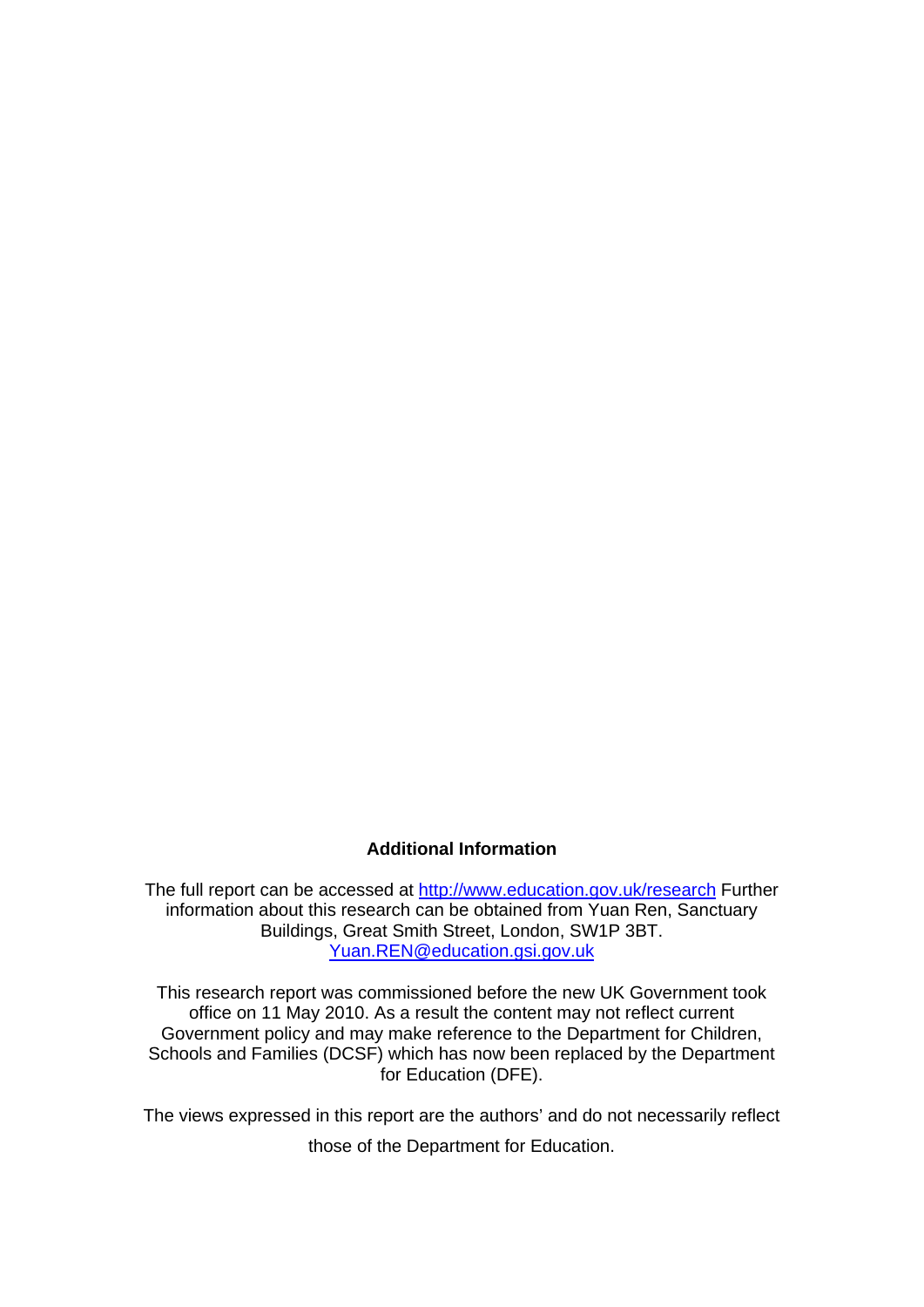**Additional Information**

The full report can be accessed at http://www.education.gov.uk/research Further information about this research can be obtained from Yuan Ren, Sanctuary Buildings, Great Smith Street, London, SW1P 3BT.
Yuan.REN@education.gsi.gov.uk

This research report was commissioned before the new UK Government took office on 11 May 2010. As a result the content may not reflect current Government policy and may make reference to the Department for Children, Schools and Families (DCSF) which has now been replaced by the Department for Education (DFE).

The views expressed in this report are the authors' and do not necessarily reflect those of the Department for Education.